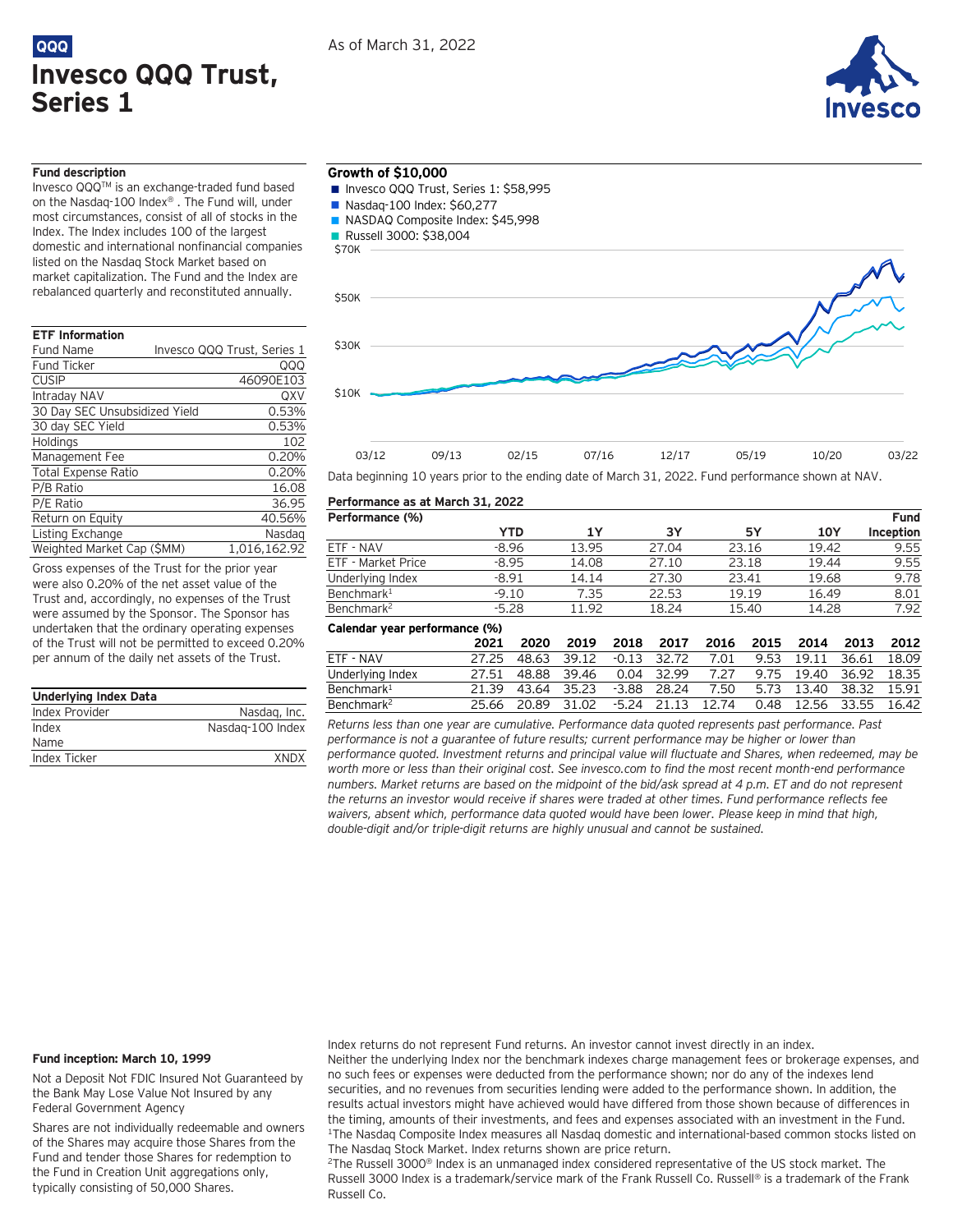QQQ

# Invesco QQQ Trust, Series 1

As of March 31, 2022

### Fund description

Invesco QQQ™ is an exchange-traded fund based on the Nasdaq-100 Index®. The Fund will, under most circumstances, consist of all of stocks in the Index. The Index includes 100 of the largest domestic and international nonfinancial companies listed on the Nasdaq Stock Market based on market capitalization. The Fund and the Index are rebalanced quarterly and reconstituted annually.

### ETF Information

| | |
|---|---|
| Fund Name | Invesco QQQ Trust, Series 1 |
| Fund Ticker | QQQ |
| CUSIP | 46090E103 |
| Intraday NAV | QXV |
| 30 Day SEC Unsubsidized Yield | 0.53% |
| 30 day SEC Yield | 0.53% |
| Holdings | 102 |
| Management Fee | 0.20% |
| Total Expense Ratio | 0.20% |
| P/B Ratio | 16.08 |
| P/E Ratio | 36.95 |
| Return on Equity | 40.56% |
| Listing Exchange | Nasdaq |
| Weighted Market Cap ($MM) | 1,016,162.92 |

Gross expenses of the Trust for the prior year were also 0.20% of the net asset value of the Trust and, accordingly, no expenses of the Trust were assumed by the Sponsor. The Sponsor has undertaken that the ordinary operating expenses of the Trust will not be permitted to exceed 0.20% per annum of the daily net assets of the Trust.

### Underlying Index Data

| | |
|---|---|
| Index Provider | Nasdaq, Inc. |
| Index Name | Nasdaq-100 Index |
| Index Ticker | XNDX |

### Growth of $10,000

- Invesco QQQ Trust, Series 1: $58,995
- Nasdaq-100 Index: $60,277
- NASDAQ Composite Index: $45,998
- Russell 3000: $38,004

Data beginning 10 years prior to the ending date of March 31, 2022. Fund performance shown at NAV.

### Performance as at March 31, 2022

| Performance (%) | YTD | 1Y | 3Y | 5Y | 10Y | Fund Inception |
|---|---|---|---|---|---|---|
| ETF - NAV | -8.96 | 13.95 | 27.04 | 23.16 | 19.42 | 9.55 |
| ETF - Market Price | -8.95 | 14.08 | 27.10 | 23.18 | 19.44 | 9.55 |
| Underlying Index | -8.91 | 14.14 | 27.30 | 23.41 | 19.68 | 9.78 |
| Benchmark[1] | -9.10 | 7.35 | 22.53 | 19.19 | 16.49 | 8.01 |
| Benchmark[2] | -5.28 | 11.92 | 18.24 | 15.40 | 14.28 | 7.92 |

**Calendar year performance (%)**

| | 2021 | 2020 | 2019 | 2018 | 2017 | 2016 | 2015 | 2014 | 2013 | 2012 |
|---|---|---|---|---|---|---|---|---|---|---|
| ETF - NAV | 27.25 | 48.63 | 39.12 | -0.13 | 32.72 | 7.01 | 9.53 | 19.11 | 36.61 | 18.09 |
| Underlying Index | 27.51 | 48.88 | 39.46 | 0.04 | 32.99 | 7.27 | 9.75 | 19.40 | 36.92 | 18.35 |
| Benchmark[1] | 21.39 | 43.64 | 35.23 | -3.88 | 28.24 | 7.50 | 5.73 | 13.40 | 38.32 | 15.91 |
| Benchmark[2] | 25.66 | 20.89 | 31.02 | -5.24 | 21.13 | 12.74 | 0.48 | 12.56 | 33.55 | 16.42 |

*Returns less than one year are cumulative. Performance data quoted represents past performance. Past performance is not a guarantee of future results; current performance may be higher or lower than performance quoted. Investment returns and principal value will fluctuate and Shares, when redeemed, may be worth more or less than their original cost. See invesco.com to find the most recent month-end performance numbers. Market returns are based on the midpoint of the bid/ask spread at 4 p.m. ET and do not represent the returns an investor would receive if shares were traded at other times. Fund performance reflects fee waivers, absent which, performance data quoted would have been lower. Please keep in mind that high, double-digit and/or triple-digit returns are highly unusual and cannot be sustained.*

**Fund inception: March 10, 1999**

Not a Deposit Not FDIC Insured Not Guaranteed by the Bank May Lose Value Not Insured by any Federal Government Agency

Shares are not individually redeemable and owners of the Shares may acquire those Shares from the Fund and tender those Shares for redemption to the Fund in Creation Unit aggregations only, typically consisting of 50,000 Shares.

Index returns do not represent Fund returns. An investor cannot invest directly in an index.

Neither the underlying Index nor the benchmark indexes charge management fees or brokerage expenses, and no such fees or expenses were deducted from the performance shown; nor do any of the indexes lend securities, and no revenues from securities lending were added to the performance shown. In addition, the results actual investors might have achieved would have differed from those shown because of differences in the timing, amounts of their investments, and fees and expenses associated with an investment in the Fund.

[1]The Nasdaq Composite Index measures all Nasdaq domestic and international-based common stocks listed on The Nasdaq Stock Market. Index returns shown are price return.

[2]The Russell 3000® Index is an unmanaged index considered representative of the US stock market. The Russell 3000 Index is a trademark/service mark of the Frank Russell Co. Russell® is a trademark of the Frank Russell Co.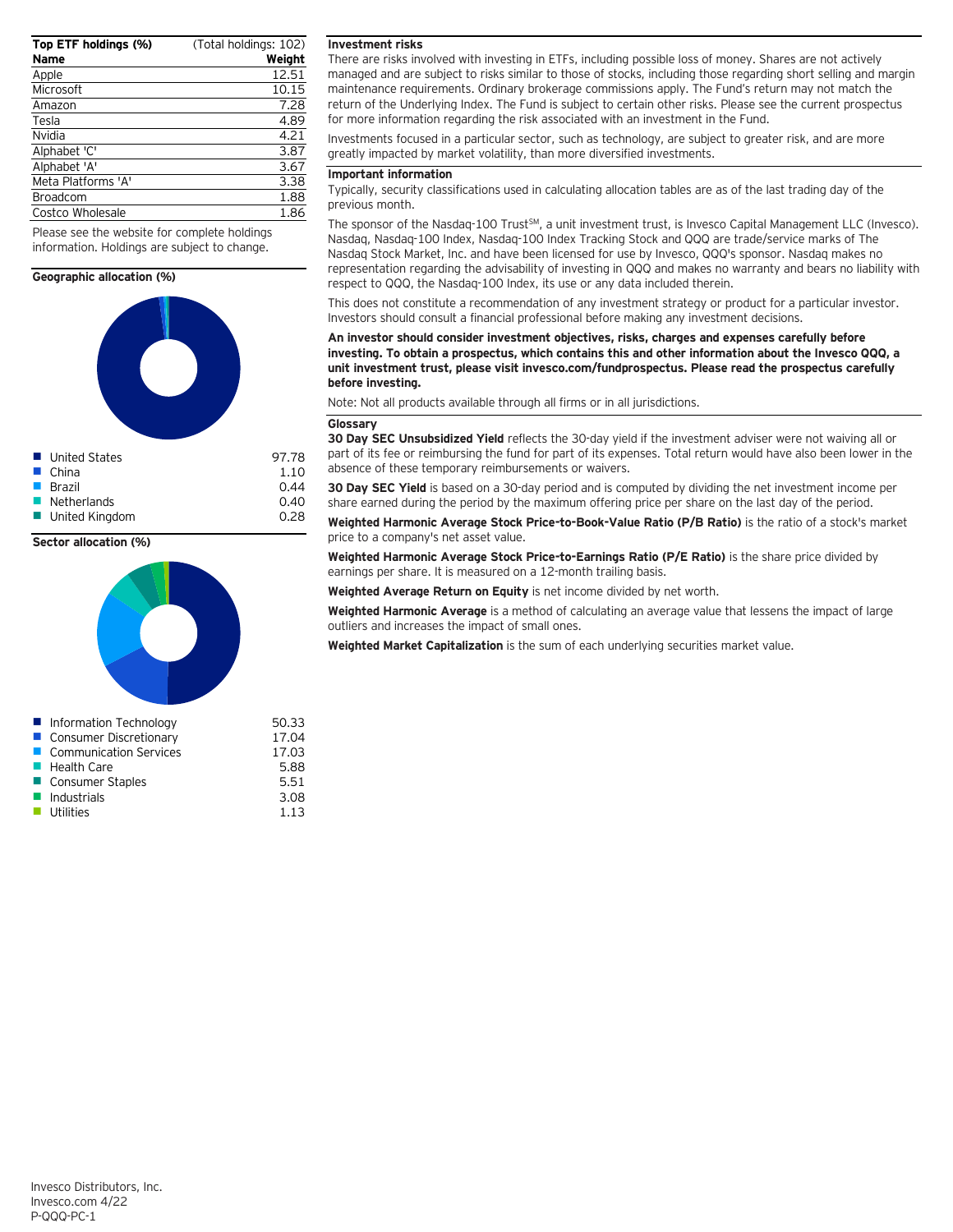## Top ETF holdings (%)

(Total holdings: 102)

| Name | Weight |
| --- | --- |
| Apple | 12.51 |
| Microsoft | 10.15 |
| Amazon | 7.28 |
| Tesla | 4.89 |
| Nvidia | 4.21 |
| Alphabet 'C' | 3.87 |
| Alphabet 'A' | 3.67 |
| Meta Platforms 'A' | 3.38 |
| Broadcom | 1.88 |
| Costco Wholesale | 1.86 |

Please see the website for complete holdings information. Holdings are subject to change.

## Geographic allocation (%)

United States 97.78
China 1.10
Brazil 0.44
Netherlands 0.40
United Kingdom 0.28

## Sector allocation (%)

Information Technology 50.33
Consumer Discretionary 17.04
Communication Services 17.03
Health Care 5.88
Consumer Staples 5.51
Industrials 3.08
Utilities 1.13

## Investment risks

There are risks involved with investing in ETFs, including possible loss of money. Shares are not actively managed and are subject to risks similar to those of stocks, including those regarding short selling and margin maintenance requirements. Ordinary brokerage commissions apply. The Fund's return may not match the return of the Underlying Index. The Fund is subject to certain other risks. Please see the current prospectus for more information regarding the risk associated with an investment in the Fund.

Investments focused in a particular sector, such as technology, are subject to greater risk, and are more greatly impacted by market volatility, than more diversified investments.

## Important information

Typically, security classifications used in calculating allocation tables are as of the last trading day of the previous month.

The sponsor of the Nasdaq-100 Trust℠, a unit investment trust, is Invesco Capital Management LLC (Invesco). Nasdaq, Nasdaq-100 Index, Nasdaq-100 Index Tracking Stock and QQQ are trade/service marks of The Nasdaq Stock Market, Inc. and have been licensed for use by Invesco, QQQ's sponsor. Nasdaq makes no representation regarding the advisability of investing in QQQ and makes no warranty and bears no liability with respect to QQQ, the Nasdaq-100 Index, its use or any data included therein.

This does not constitute a recommendation of any investment strategy or product for a particular investor. Investors should consult a financial professional before making any investment decisions.

**An investor should consider investment objectives, risks, charges and expenses carefully before investing. To obtain a prospectus, which contains this and other information about the Invesco QQQ, a unit investment trust, please visit invesco.com/fundprospectus. Please read the prospectus carefully before investing.**

Note: Not all products available through all firms or in all jurisdictions.

## Glossary

**30 Day SEC Unsubsidized Yield** reflects the 30-day yield if the investment adviser were not waiving all or part of its fee or reimbursing the fund for part of its expenses. Total return would have also been lower in the absence of these temporary reimbursements or waivers.

**30 Day SEC Yield** is based on a 30-day period and is computed by dividing the net investment income per share earned during the period by the maximum offering price per share on the last day of the period.

**Weighted Harmonic Average Stock Price-to-Book-Value Ratio (P/B Ratio)** is the ratio of a stock's market price to a company's net asset value.

**Weighted Harmonic Average Stock Price-to-Earnings Ratio (P/E Ratio)** is the share price divided by earnings per share. It is measured on a 12-month trailing basis.

**Weighted Average Return on Equity** is net income divided by net worth.

**Weighted Harmonic Average** is a method of calculating an average value that lessens the impact of large outliers and increases the impact of small ones.

**Weighted Market Capitalization** is the sum of each underlying securities market value.

Invesco Distributors, Inc.
Invesco.com 4/22
P-QQQ-PC-1